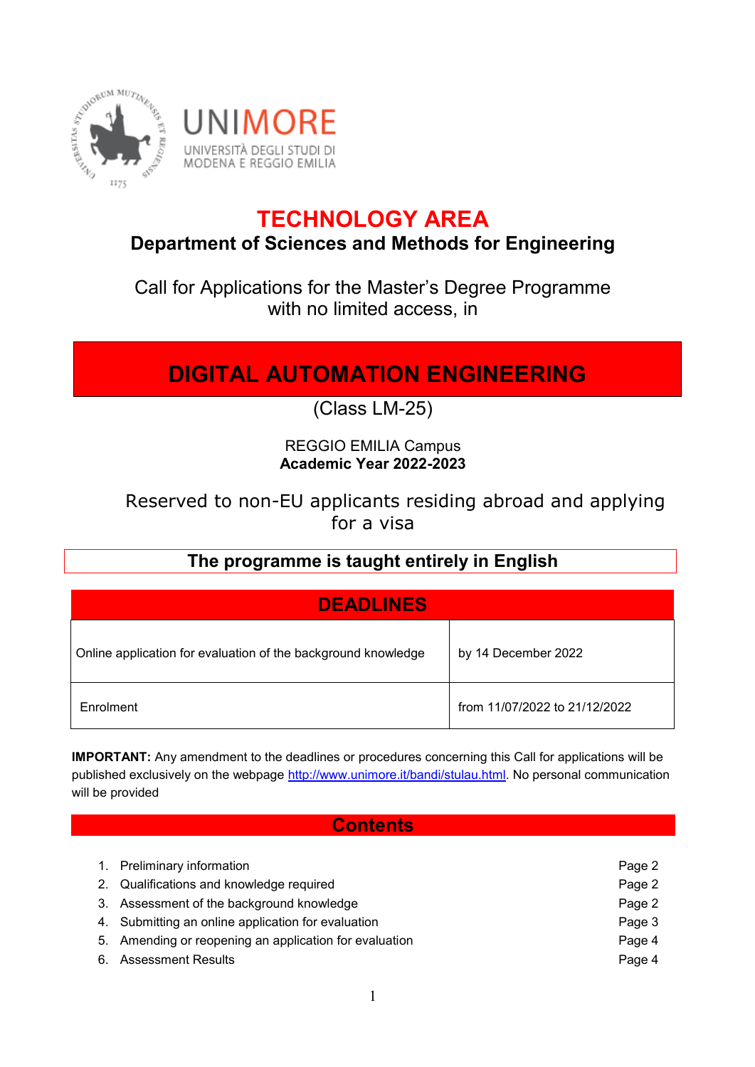UNIMORE

UNIVERSITÀ DEGLI STUDI DI MODENA E REGGIO EMILIA

# TECHNOLOGY AREA

## Department of Sciences and Methods for Engineering

Call for Applications for the Master's Degree Programme with no limited access, in

# DIGITAL AUTOMATION ENGINEERING

(Class LM-25)

REGGIO EMILIA Campus

**Academic Year 2022-2023**

Reserved to non-EU applicants residing abroad and applying for a visa

**The programme is taught entirely in English**

| DEADLINES | |
|---|---|
| Online application for evaluation of the background knowledge | by 14 December 2022 |
| Enrolment | from 11/07/2022 to 21/12/2022 |

**IMPORTANT:** Any amendment to the deadlines or procedures concerning this Call for applications will be published exclusively on the webpage http://www.unimore.it/bandi/stulau.html. No personal communication will be provided

## Contents

1. Preliminary information — Page 2
2. Qualifications and knowledge required — Page 2
3. Assessment of the background knowledge — Page 2
4. Submitting an online application for evaluation — Page 3
5. Amending or reopening an application for evaluation — Page 4
6. Assessment Results — Page 4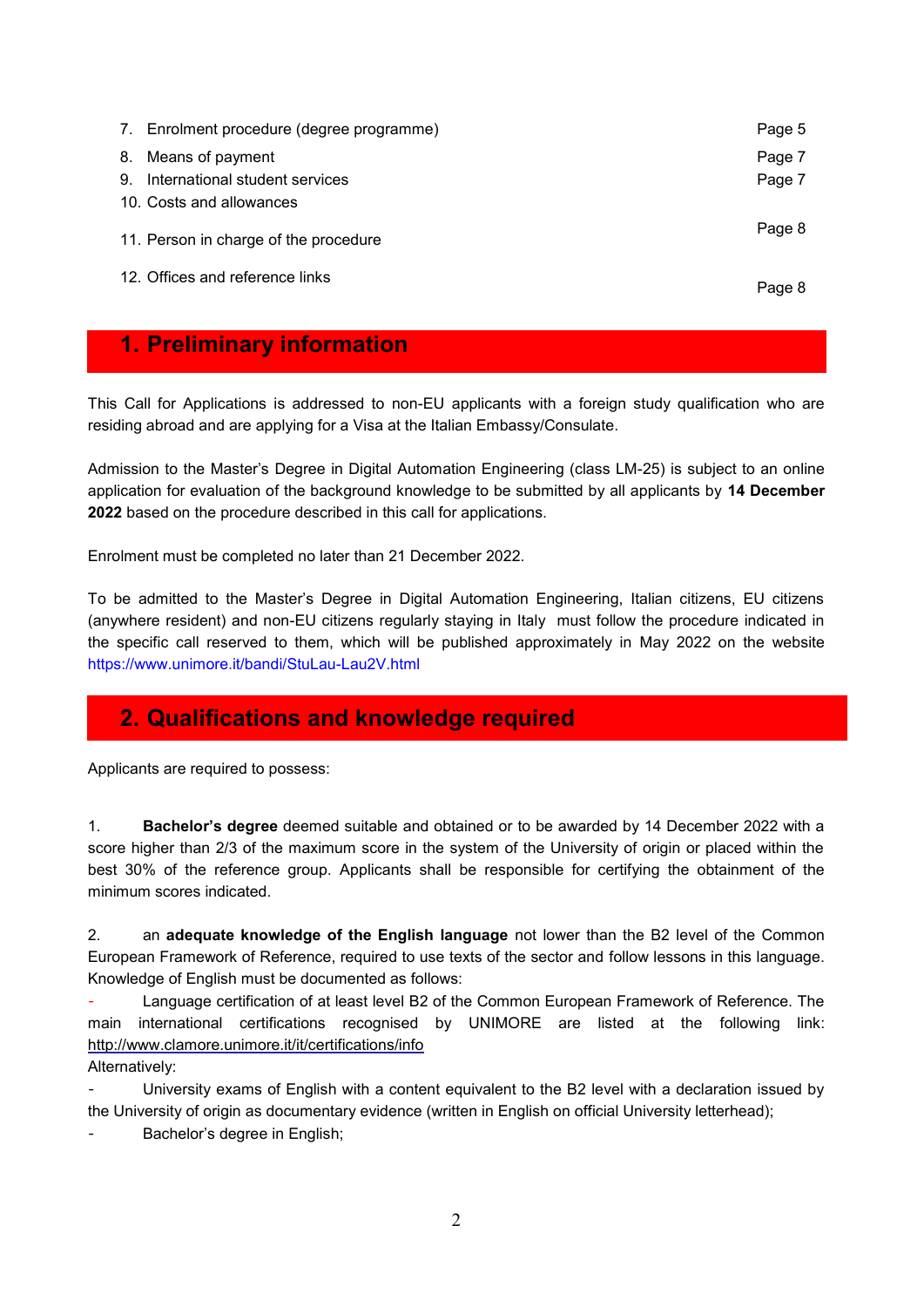| | |
|---|---|
| 7. Enrolment procedure (degree programme) | Page 5 |
| 8. Means of payment | Page 7 |
| 9. International student services | Page 7 |
| 10. Costs and allowances | |
| 11. Person in charge of the procedure | Page 8 |
| 12. Offices and reference links | Page 8 |

## 1. Preliminary information

This Call for Applications is addressed to non-EU applicants with a foreign study qualification who are residing abroad and are applying for a Visa at the Italian Embassy/Consulate.

Admission to the Master's Degree in Digital Automation Engineering (class LM-25) is subject to an online application for evaluation of the background knowledge to be submitted by all applicants by **14 December 2022** based on the procedure described in this call for applications.

Enrolment must be completed no later than 21 December 2022.

To be admitted to the Master's Degree in Digital Automation Engineering, Italian citizens, EU citizens (anywhere resident) and non-EU citizens regularly staying in Italy must follow the procedure indicated in the specific call reserved to them, which will be published approximately in May 2022 on the website https://www.unimore.it/bandi/StuLau-Lau2V.html

## 2. Qualifications and knowledge required

Applicants are required to possess:

1. **Bachelor's degree** deemed suitable and obtained or to be awarded by 14 December 2022 with a score higher than 2/3 of the maximum score in the system of the University of origin or placed within the best 30% of the reference group. Applicants shall be responsible for certifying the obtainment of the minimum scores indicated.

2. an **adequate knowledge of the English language** not lower than the B2 level of the Common European Framework of Reference, required to use texts of the sector and follow lessons in this language. Knowledge of English must be documented as follows:

- Language certification of at least level B2 of the Common European Framework of Reference. The main international certifications recognised by UNIMORE are listed at the following link: http://www.clamore.unimore.it/it/certifications/info

Alternatively:

- University exams of English with a content equivalent to the B2 level with a declaration issued by the University of origin as documentary evidence (written in English on official University letterhead);
- Bachelor's degree in English;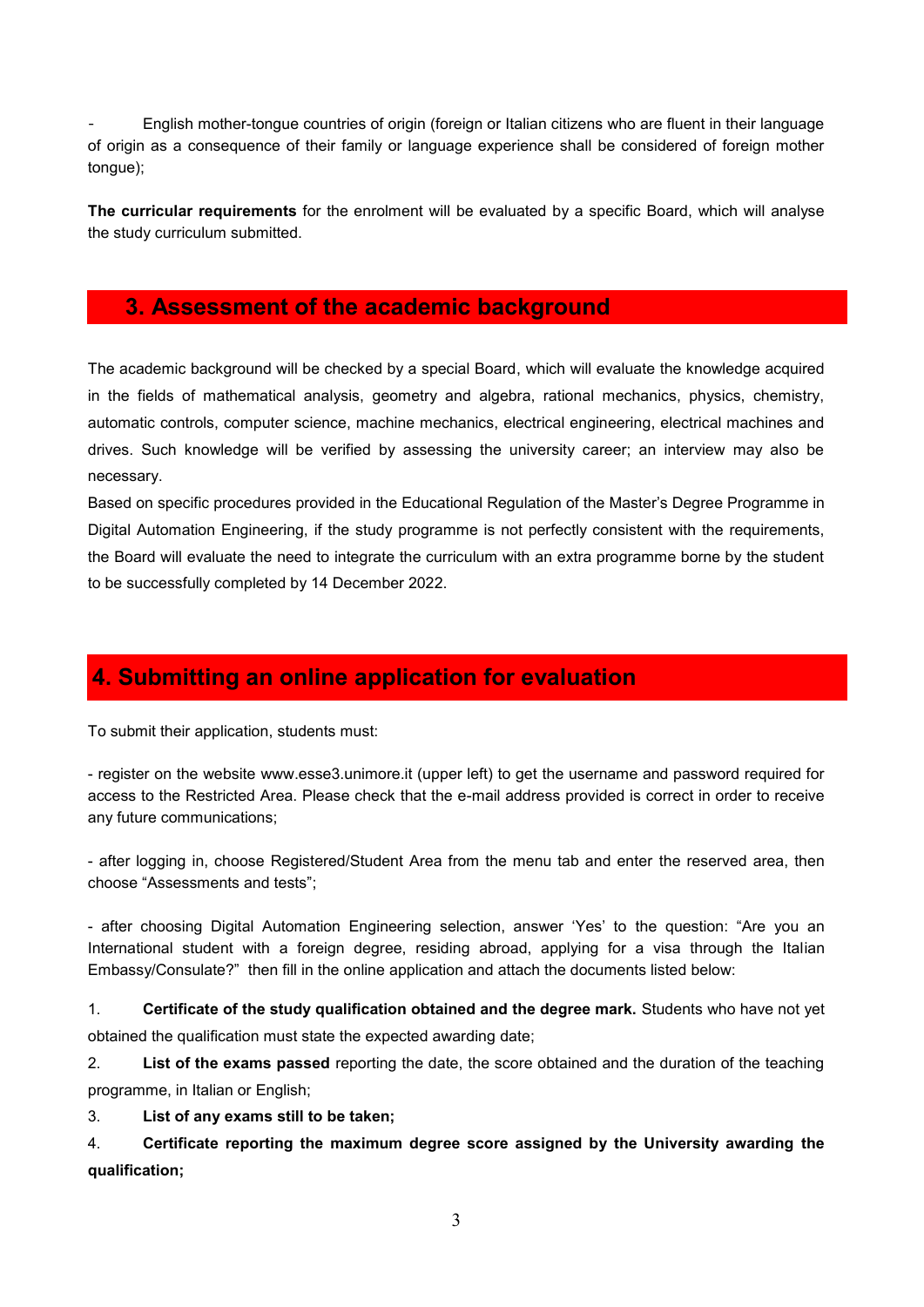- English mother-tongue countries of origin (foreign or Italian citizens who are fluent in their language of origin as a consequence of their family or language experience shall be considered of foreign mother tongue);

**The curricular requirements** for the enrolment will be evaluated by a specific Board, which will analyse the study curriculum submitted.

## 3. Assessment of the academic background

The academic background will be checked by a special Board, which will evaluate the knowledge acquired in the fields of mathematical analysis, geometry and algebra, rational mechanics, physics, chemistry, automatic controls, computer science, machine mechanics, electrical engineering, electrical machines and drives. Such knowledge will be verified by assessing the university career; an interview may also be necessary.

Based on specific procedures provided in the Educational Regulation of the Master's Degree Programme in Digital Automation Engineering, if the study programme is not perfectly consistent with the requirements, the Board will evaluate the need to integrate the curriculum with an extra programme borne by the student to be successfully completed by 14 December 2022.

## 4. Submitting an online application for evaluation

To submit their application, students must:

- register on the website www.esse3.unimore.it (upper left) to get the username and password required for access to the Restricted Area. Please check that the e-mail address provided is correct in order to receive any future communications;

- after logging in, choose Registered/Student Area from the menu tab and enter the reserved area, then choose "Assessments and tests";

- after choosing Digital Automation Engineering selection, answer 'Yes' to the question: "Are you an International student with a foreign degree, residing abroad, applying for a visa through the Italian Embassy/Consulate?" then fill in the online application and attach the documents listed below:

1. **Certificate of the study qualification obtained and the degree mark.** Students who have not yet obtained the qualification must state the expected awarding date;
2. **List of the exams passed** reporting the date, the score obtained and the duration of the teaching programme, in Italian or English;
3. **List of any exams still to be taken;**
4. **Certificate reporting the maximum degree score assigned by the University awarding the qualification;**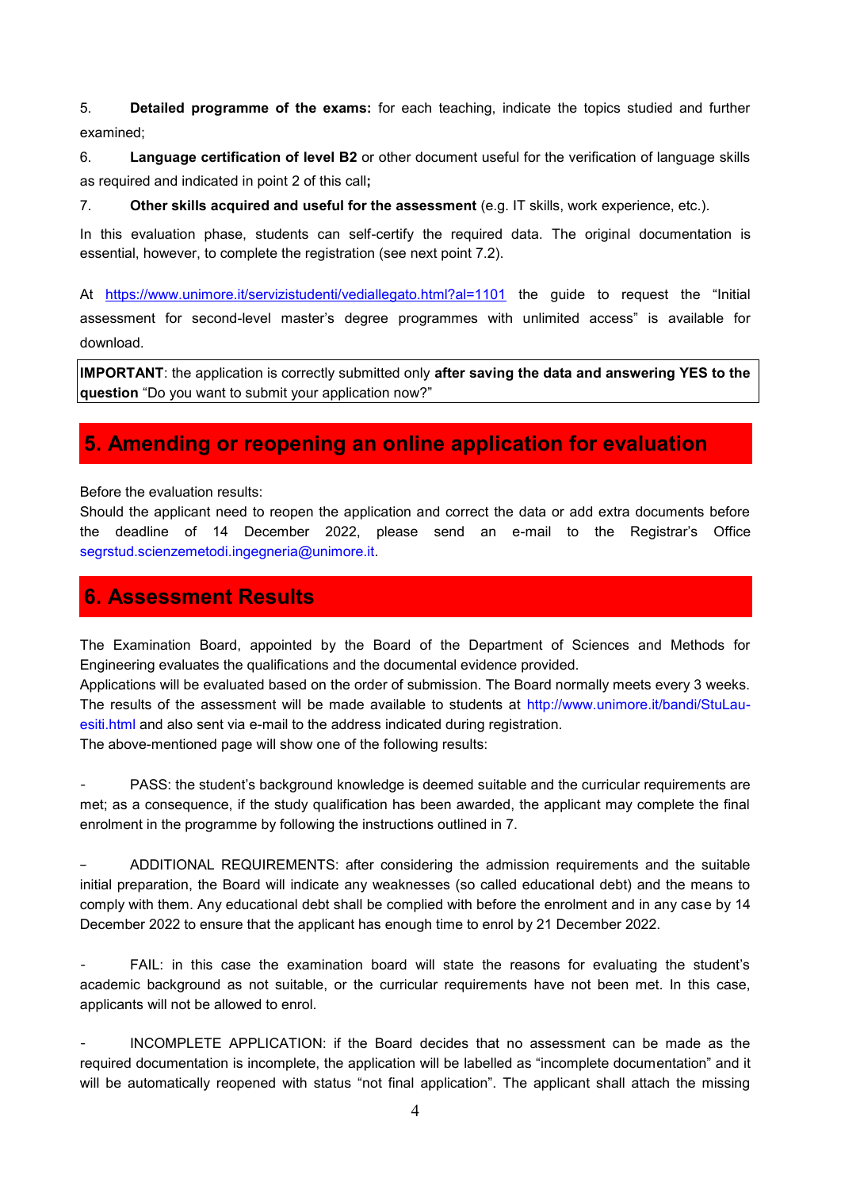5. **Detailed programme of the exams:** for each teaching, indicate the topics studied and further examined;

6. **Language certification of level B2** or other document useful for the verification of language skills as required and indicated in point 2 of this call**;**

7. **Other skills acquired and useful for the assessment** (e.g. IT skills, work experience, etc.).

In this evaluation phase, students can self-certify the required data. The original documentation is essential, however, to complete the registration (see next point 7.2).

At https://www.unimore.it/servizistudenti/vediallegato.html?al=1101 the guide to request the "Initial assessment for second-level master's degree programmes with unlimited access" is available for download.

**IMPORTANT**: the application is correctly submitted only **after saving the data and answering YES to the question** "Do you want to submit your application now?"

## 5. Amending or reopening an online application for evaluation

Before the evaluation results:
Should the applicant need to reopen the application and correct the data or add extra documents before the deadline of 14 December 2022, please send an e-mail to the Registrar's Office segrstud.scienzemetodi.ingegneria@unimore.it.

## 6. Assessment Results

The Examination Board, appointed by the Board of the Department of Sciences and Methods for Engineering evaluates the qualifications and the documental evidence provided.
Applications will be evaluated based on the order of submission. The Board normally meets every 3 weeks.
The results of the assessment will be made available to students at http://www.unimore.it/bandi/StuLau-esiti.html and also sent via e-mail to the address indicated during registration.
The above-mentioned page will show one of the following results:

- PASS: the student's background knowledge is deemed suitable and the curricular requirements are met; as a consequence, if the study qualification has been awarded, the applicant may complete the final enrolment in the programme by following the instructions outlined in 7.

- ADDITIONAL REQUIREMENTS: after considering the admission requirements and the suitable initial preparation, the Board will indicate any weaknesses (so called educational debt) and the means to comply with them. Any educational debt shall be complied with before the enrolment and in any case by 14 December 2022 to ensure that the applicant has enough time to enrol by 21 December 2022.

- FAIL: in this case the examination board will state the reasons for evaluating the student's academic background as not suitable, or the curricular requirements have not been met. In this case, applicants will not be allowed to enrol.

- INCOMPLETE APPLICATION: if the Board decides that no assessment can be made as the required documentation is incomplete, the application will be labelled as "incomplete documentation" and it will be automatically reopened with status "not final application". The applicant shall attach the missing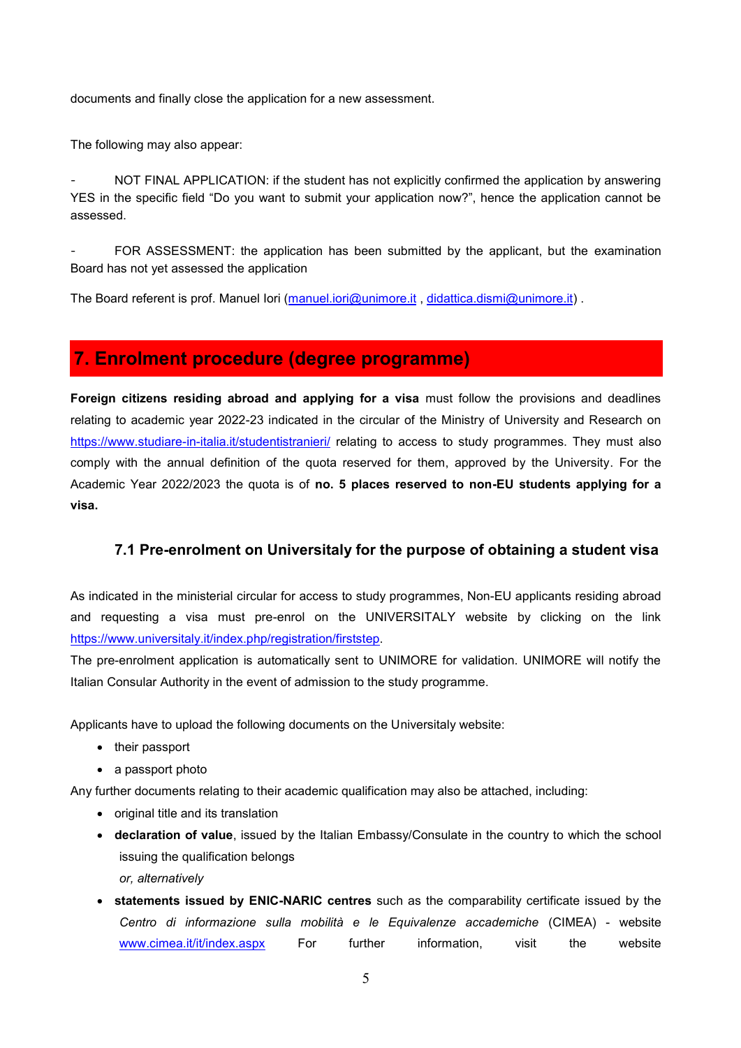documents and finally close the application for a new assessment.

The following may also appear:

- NOT FINAL APPLICATION: if the student has not explicitly confirmed the application by answering YES in the specific field "Do you want to submit your application now?", hence the application cannot be assessed.

- FOR ASSESSMENT: the application has been submitted by the applicant, but the examination Board has not yet assessed the application

The Board referent is prof. Manuel Iori (manuel.iori@unimore.it , didattica.dismi@unimore.it) .

## 7. Enrolment procedure (degree programme)

**Foreign citizens residing abroad and applying for a visa** must follow the provisions and deadlines relating to academic year 2022-23 indicated in the circular of the Ministry of University and Research on https://www.studiare-in-italia.it/studentistranieri/ relating to access to study programmes. They must also comply with the annual definition of the quota reserved for them, approved by the University. For the Academic Year 2022/2023 the quota is of **no. 5 places reserved to non-EU students applying for a visa.**

### 7.1 Pre-enrolment on Universitaly for the purpose of obtaining a student visa

As indicated in the ministerial circular for access to study programmes, Non-EU applicants residing abroad and requesting a visa must pre-enrol on the UNIVERSITALY website by clicking on the link https://www.universitaly.it/index.php/registration/firststep.

The pre-enrolment application is automatically sent to UNIMORE for validation. UNIMORE will notify the Italian Consular Authority in the event of admission to the study programme.

Applicants have to upload the following documents on the Universitaly website:

- their passport
- a passport photo

Any further documents relating to their academic qualification may also be attached, including:

- original title and its translation
- **declaration of value**, issued by the Italian Embassy/Consulate in the country to which the school issuing the qualification belongs
  *or, alternatively*
- **statements issued by ENIC-NARIC centres** such as the comparability certificate issued by the *Centro di informazione sulla mobilità e le Equivalenze accademiche* (CIMEA) - website www.cimea.it/it/index.aspx For further information, visit the website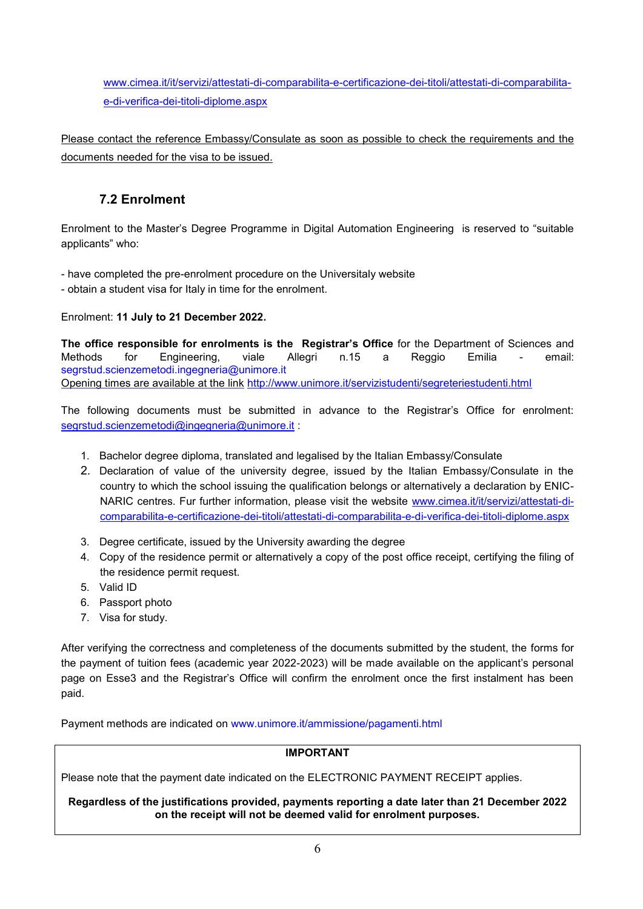www.cimea.it/it/servizi/attestati-di-comparabilita-e-certificazione-dei-titoli/attestati-di-comparabilita-e-di-verifica-dei-titoli-diplome.aspx

Please contact the reference Embassy/Consulate as soon as possible to check the requirements and the documents needed for the visa to be issued.

## 7.2 Enrolment

Enrolment to the Master's Degree Programme in Digital Automation Engineering is reserved to "suitable applicants" who:

- have completed the pre-enrolment procedure on the Universitaly website
- obtain a student visa for Italy in time for the enrolment.

Enrolment: **11 July to 21 December 2022.**

**The office responsible for enrolments is the Registrar's Office** for the Department of Sciences and Methods for Engineering, viale Allegri n.15 a Reggio Emilia - email: segrstud.scienzemetodi.ingegneria@unimore.it
Opening times are available at the link http://www.unimore.it/servizistudenti/segreteriestudenti.html

The following documents must be submitted in advance to the Registrar's Office for enrolment: segrstud.scienzemetodi@ingegneria@unimore.it :

1. Bachelor degree diploma, translated and legalised by the Italian Embassy/Consulate
2. Declaration of value of the university degree, issued by the Italian Embassy/Consulate in the country to which the school issuing the qualification belongs or alternatively a declaration by ENIC-NARIC centres. Fur further information, please visit the website www.cimea.it/it/servizi/attestati-di-comparabilita-e-certificazione-dei-titoli/attestati-di-comparabilita-e-di-verifica-dei-titoli-diplome.aspx
3. Degree certificate, issued by the University awarding the degree
4. Copy of the residence permit or alternatively a copy of the post office receipt, certifying the filing of the residence permit request.
5. Valid ID
6. Passport photo
7. Visa for study.

After verifying the correctness and completeness of the documents submitted by the student, the forms for the payment of tuition fees (academic year 2022-2023) will be made available on the applicant's personal page on Esse3 and the Registrar's Office will confirm the enrolment once the first instalment has been paid.

Payment methods are indicated on www.unimore.it/ammissione/pagamenti.html

**IMPORTANT**

Please note that the payment date indicated on the ELECTRONIC PAYMENT RECEIPT applies.

**Regardless of the justifications provided, payments reporting a date later than 21 December 2022 on the receipt will not be deemed valid for enrolment purposes.**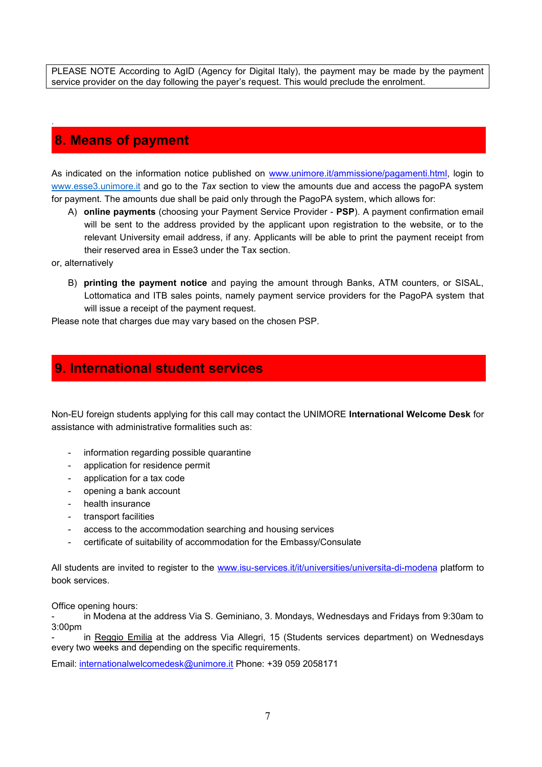PLEASE NOTE According to AgID (Agency for Digital Italy), the payment may be made by the payment service provider on the day following the payer's request. This would preclude the enrolment.

## 8. Means of payment

As indicated on the information notice published on www.unimore.it/ammissione/pagamenti.html, login to www.esse3.unimore.it and go to the *Tax* section to view the amounts due and access the pagoPA system for payment. The amounts due shall be paid only through the PagoPA system, which allows for:

A) **online payments** (choosing your Payment Service Provider - **PSP**). A payment confirmation email will be sent to the address provided by the applicant upon registration to the website, or to the relevant University email address, if any. Applicants will be able to print the payment receipt from their reserved area in Esse3 under the Tax section.

or, alternatively

B) **printing the payment notice** and paying the amount through Banks, ATM counters, or SISAL, Lottomatica and ITB sales points, namely payment service providers for the PagoPA system that will issue a receipt of the payment request.

Please note that charges due may vary based on the chosen PSP.

## 9. International student services

Non-EU foreign students applying for this call may contact the UNIMORE **International Welcome Desk** for assistance with administrative formalities such as:

- information regarding possible quarantine
- application for residence permit
- application for a tax code
- opening a bank account
- health insurance
- transport facilities
- access to the accommodation searching and housing services
- certificate of suitability of accommodation for the Embassy/Consulate

All students are invited to register to the www.isu-services.it/it/universities/universita-di-modena platform to book services.

Office opening hours:

- in Modena at the address Via S. Geminiano, 3. Mondays, Wednesdays and Fridays from 9:30am to 3:00pm
- in Reggio Emilia at the address Via Allegri, 15 (Students services department) on Wednesdays every two weeks and depending on the specific requirements.

Email: internationalwelcomedesk@unimore.it Phone: +39 059 2058171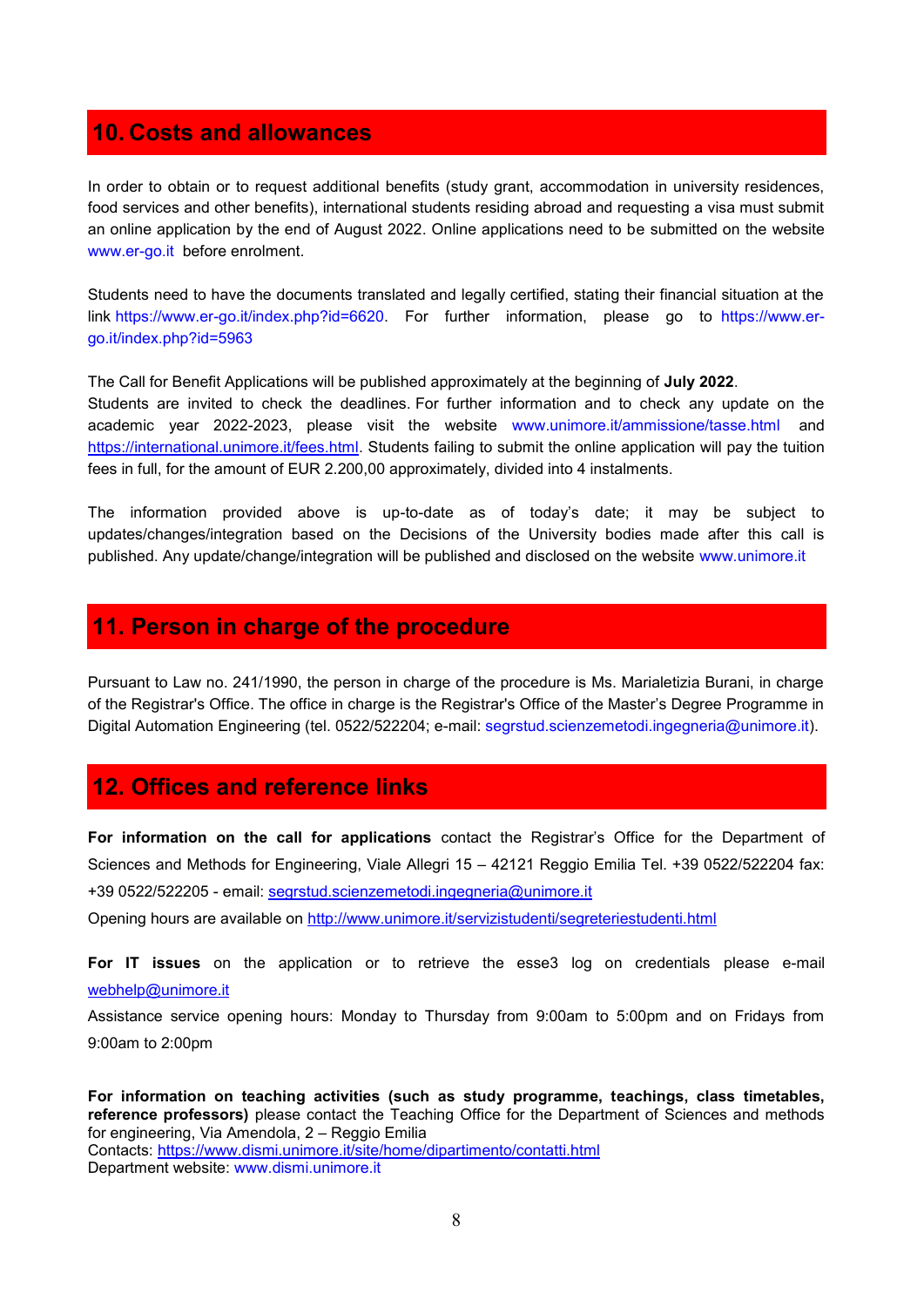## 10. Costs and allowances

In order to obtain or to request additional benefits (study grant, accommodation in university residences, food services and other benefits), international students residing abroad and requesting a visa must submit an online application by the end of August 2022. Online applications need to be submitted on the website www.er-go.it before enrolment.

Students need to have the documents translated and legally certified, stating their financial situation at the link https://www.er-go.it/index.php?id=6620. For further information, please go to https://www.er-go.it/index.php?id=5963

The Call for Benefit Applications will be published approximately at the beginning of **July 2022**.
Students are invited to check the deadlines. For further information and to check any update on the academic year 2022-2023, please visit the website www.unimore.it/ammissione/tasse.html and https://international.unimore.it/fees.html. Students failing to submit the online application will pay the tuition fees in full, for the amount of EUR 2.200,00 approximately, divided into 4 instalments.

The information provided above is up-to-date as of today's date; it may be subject to updates/changes/integration based on the Decisions of the University bodies made after this call is published. Any update/change/integration will be published and disclosed on the website www.unimore.it

## 11. Person in charge of the procedure

Pursuant to Law no. 241/1990, the person in charge of the procedure is Ms. Marialetizia Burani, in charge of the Registrar's Office. The office in charge is the Registrar's Office of the Master's Degree Programme in Digital Automation Engineering (tel. 0522/522204; e-mail: segrstud.scienzemetodi.ingegneria@unimore.it).

## 12. Offices and reference links

**For information on the call for applications** contact the Registrar's Office for the Department of Sciences and Methods for Engineering, Viale Allegri 15 – 42121 Reggio Emilia Tel. +39 0522/522204 fax: +39 0522/522205 - email: segrstud.scienzemetodi.ingegneria@unimore.it
Opening hours are available on http://www.unimore.it/servizistudenti/segreteriestudenti.html

**For IT issues** on the application or to retrieve the esse3 log on credentials please e-mail webhelp@unimore.it
Assistance service opening hours: Monday to Thursday from 9:00am to 5:00pm and on Fridays from 9:00am to 2:00pm

**For information on teaching activities (such as study programme, teachings, class timetables, reference professors)** please contact the Teaching Office for the Department of Sciences and methods for engineering, Via Amendola, 2 – Reggio Emilia
Contacts: https://www.dismi.unimore.it/site/home/dipartimento/contatti.html
Department website: www.dismi.unimore.it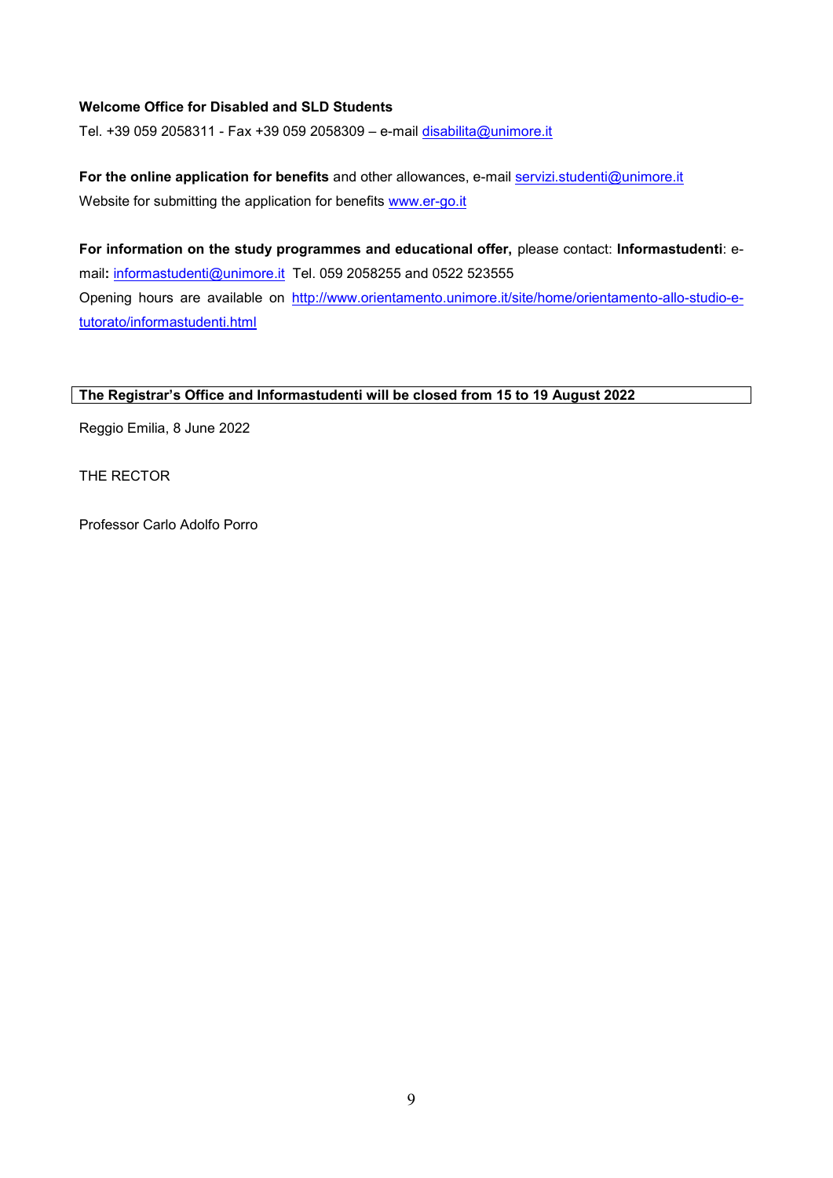**Welcome Office for Disabled and SLD Students**

Tel. +39 059 2058311 - Fax +39 059 2058309 – e-mail disabilita@unimore.it

**For the online application for benefits** and other allowances, e-mail servizi.studenti@unimore.it

Website for submitting the application for benefits www.er-go.it

**For information on the study programmes and educational offer,** please contact: **Informastudenti**: e-mail**:** informastudenti@unimore.it Tel. 059 2058255 and 0522 523555

Opening hours are available on http://www.orientamento.unimore.it/site/home/orientamento-allo-studio-e-tutorato/informastudenti.html

**The Registrar's Office and Informastudenti will be closed from 15 to 19 August 2022**

Reggio Emilia, 8 June 2022

THE RECTOR

Professor Carlo Adolfo Porro